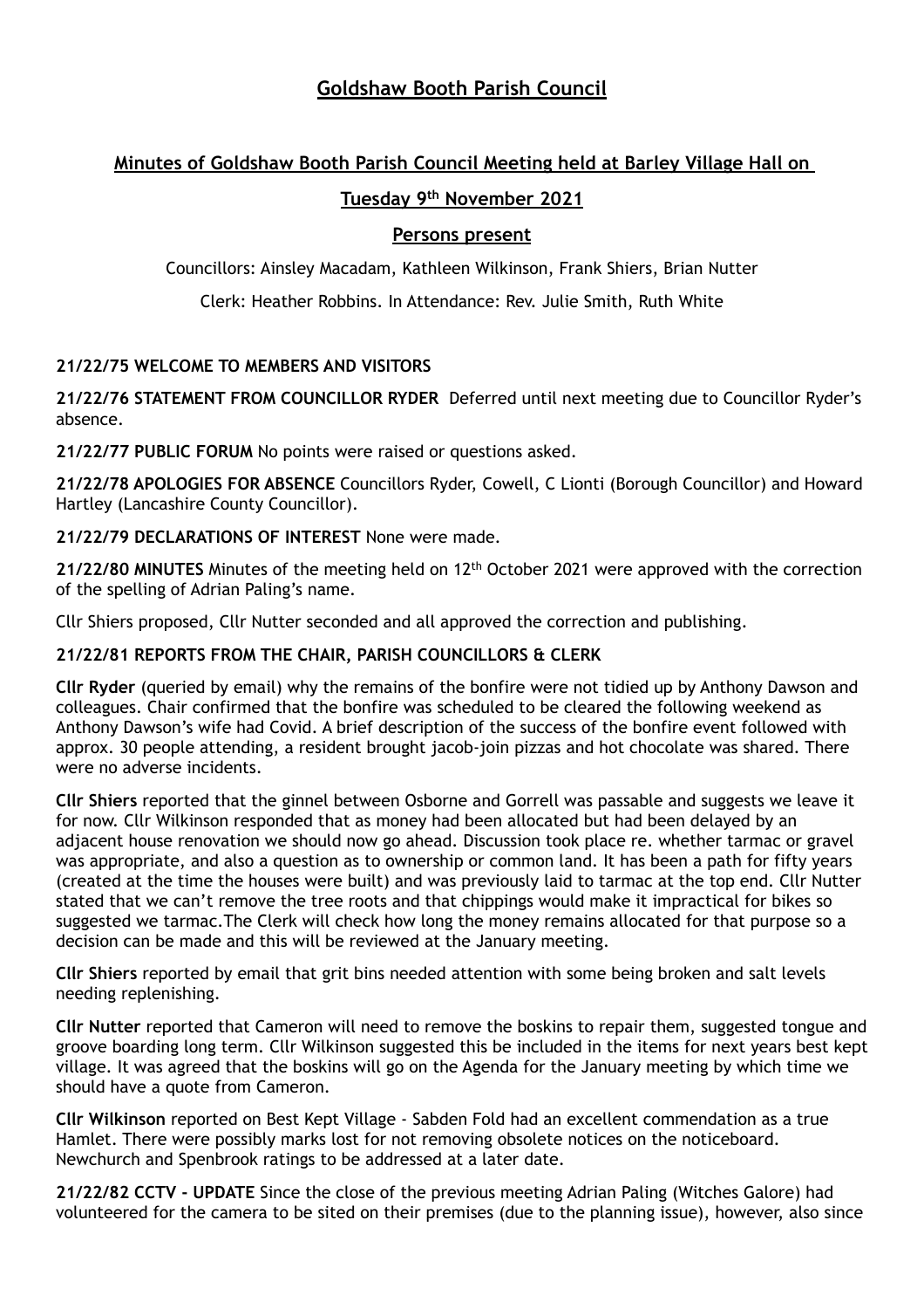# Goldshaw Booth Parish Council

## Minutes of Goldshaw Booth Parish Council Meeting held at Barley Village Hall on Tuesday 9th November 2021

### Persons present

Councillors: Ainsley Macadam, Kathleen Wilkinson, Frank Shiers, Brian Nutter

Clerk: Heather Robbins. In Attendance: Rev. Julie Smith, Ruth White

**21/22/75 WELCOME TO MEMBERS AND VISITORS**

**21/22/76 STATEMENT FROM COUNCILLOR RYDER** Deferred until next meeting due to Councillor Ryder's absence.

**21/22/77 PUBLIC FORUM** No points were raised or questions asked.

**21/22/78 APOLOGIES FOR ABSENCE** Councillors Ryder, Cowell, C Lionti (Borough Councillor) and Howard Hartley (Lancashire County Councillor).

**21/22/79 DECLARATIONS OF INTEREST** None were made.

**21/22/80 MINUTES** Minutes of the meeting held on 12th October 2021 were approved with the correction of the spelling of Adrian Paling's name.

Cllr Shiers proposed, Cllr Nutter seconded and all approved the correction and publishing.

**21/22/81 REPORTS FROM THE CHAIR, PARISH COUNCILLORS & CLERK**

**Cllr Ryder** (queried by email) why the remains of the bonfire were not tidied up by Anthony Dawson and colleagues. Chair confirmed that the bonfire was scheduled to be cleared the following weekend as Anthony Dawson's wife had Covid. A brief description of the success of the bonfire event followed with approx. 30 people attending, a resident brought jacob-join pizzas and hot chocolate was shared. There were no adverse incidents.

**Cllr Shiers** reported that the ginnel between Osborne and Gorrell was passable and suggests we leave it for now. Cllr Wilkinson responded that as money had been allocated but had been delayed by an adjacent house renovation we should now go ahead. Discussion took place re. whether tarmac or gravel was appropriate, and also a question as to ownership or common land. It has been a path for fifty years (created at the time the houses were built) and was previously laid to tarmac at the top end. Cllr Nutter stated that we can't remove the tree roots and that chippings would make it impractical for bikes so suggested we tarmac.The Clerk will check how long the money remains allocated for that purpose so a decision can be made and this will be reviewed at the January meeting.

**Cllr Shiers** reported by email that grit bins needed attention with some being broken and salt levels needing replenishing.

**Cllr Nutter** reported that Cameron will need to remove the boskins to repair them, suggested tongue and groove boarding long term. Cllr Wilkinson suggested this be included in the items for next years best kept village. It was agreed that the boskins will go on the Agenda for the January meeting by which time we should have a quote from Cameron.

**Cllr Wilkinson** reported on Best Kept Village - Sabden Fold had an excellent commendation as a true Hamlet. There were possibly marks lost for not removing obsolete notices on the noticeboard. Newchurch and Spenbrook ratings to be addressed at a later date.

**21/22/82 CCTV - UPDATE** Since the close of the previous meeting Adrian Paling (Witches Galore) had volunteered for the camera to be sited on their premises (due to the planning issue), however, also since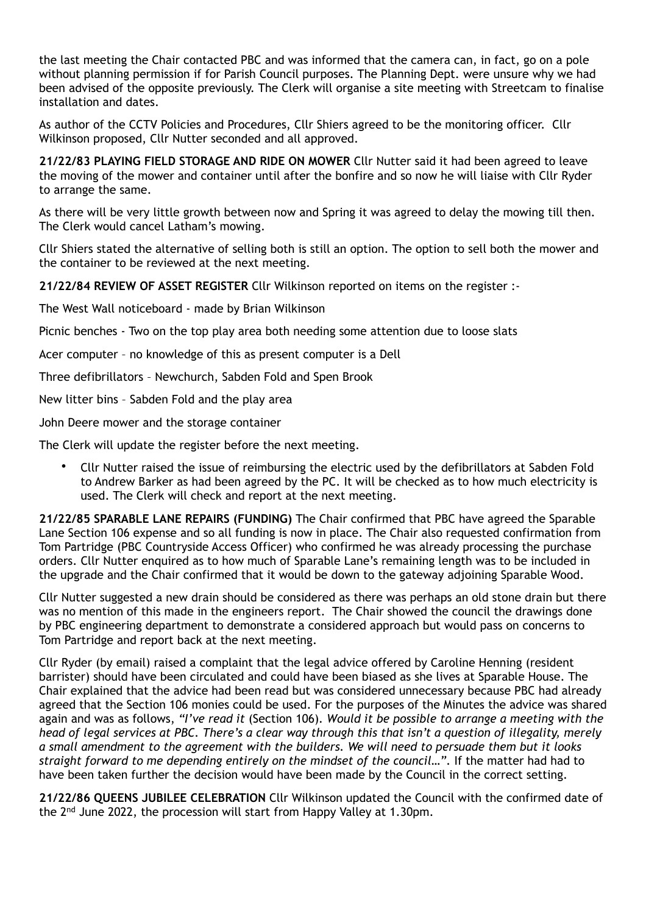the last meeting the Chair contacted PBC and was informed that the camera can, in fact, go on a pole without planning permission if for Parish Council purposes. The Planning Dept. were unsure why we had been advised of the opposite previously. The Clerk will organise a site meeting with Streetcam to finalise installation and dates.

As author of the CCTV Policies and Procedures, Cllr Shiers agreed to be the monitoring officer. Cllr Wilkinson proposed, Cllr Nutter seconded and all approved.

**21/22/83 PLAYING FIELD STORAGE AND RIDE ON MOWER** Cllr Nutter said it had been agreed to leave the moving of the mower and container until after the bonfire and so now he will liaise with Cllr Ryder to arrange the same.

As there will be very little growth between now and Spring it was agreed to delay the mowing till then. The Clerk would cancel Latham's mowing.

Cllr Shiers stated the alternative of selling both is still an option. The option to sell both the mower and the container to be reviewed at the next meeting.

**21/22/84 REVIEW OF ASSET REGISTER** Cllr Wilkinson reported on items on the register :-

The West Wall noticeboard - made by Brian Wilkinson

Picnic benches - Two on the top play area both needing some attention due to loose slats

Acer computer – no knowledge of this as present computer is a Dell

Three defibrillators – Newchurch, Sabden Fold and Spen Brook

New litter bins – Sabden Fold and the play area

John Deere mower and the storage container

The Clerk will update the register before the next meeting.

- Cllr Nutter raised the issue of reimbursing the electric used by the defibrillators at Sabden Fold to Andrew Barker as had been agreed by the PC. It will be checked as to how much electricity is used. The Clerk will check and report at the next meeting.

**21/22/85 SPARABLE LANE REPAIRS (FUNDING)** The Chair confirmed that PBC have agreed the Sparable Lane Section 106 expense and so all funding is now in place. The Chair also requested confirmation from Tom Partridge (PBC Countryside Access Officer) who confirmed he was already processing the purchase orders. Cllr Nutter enquired as to how much of Sparable Lane's remaining length was to be included in the upgrade and the Chair confirmed that it would be down to the gateway adjoining Sparable Wood.

Cllr Nutter suggested a new drain should be considered as there was perhaps an old stone drain but there was no mention of this made in the engineers report. The Chair showed the council the drawings done by PBC engineering department to demonstrate a considered approach but would pass on concerns to Tom Partridge and report back at the next meeting.

Cllr Ryder (by email) raised a complaint that the legal advice offered by Caroline Henning (resident barrister) should have been circulated and could have been biased as she lives at Sparable House. The Chair explained that the advice had been read but was considered unnecessary because PBC had already agreed that the Section 106 monies could be used. For the purposes of the Minutes the advice was shared again and was as follows, *"I've read it* (Section 106). *Would it be possible to arrange a meeting with the head of legal services at PBC. There's a clear way through this that isn't a question of illegality, merely a small amendment to the agreement with the builders. We will need to persuade them but it looks straight forward to me depending entirely on the mindset of the council…"*. If the matter had had to have been taken further the decision would have been made by the Council in the correct setting.

**21/22/86 QUEENS JUBILEE CELEBRATION** Cllr Wilkinson updated the Council with the confirmed date of the 2nd June 2022, the procession will start from Happy Valley at 1.30pm.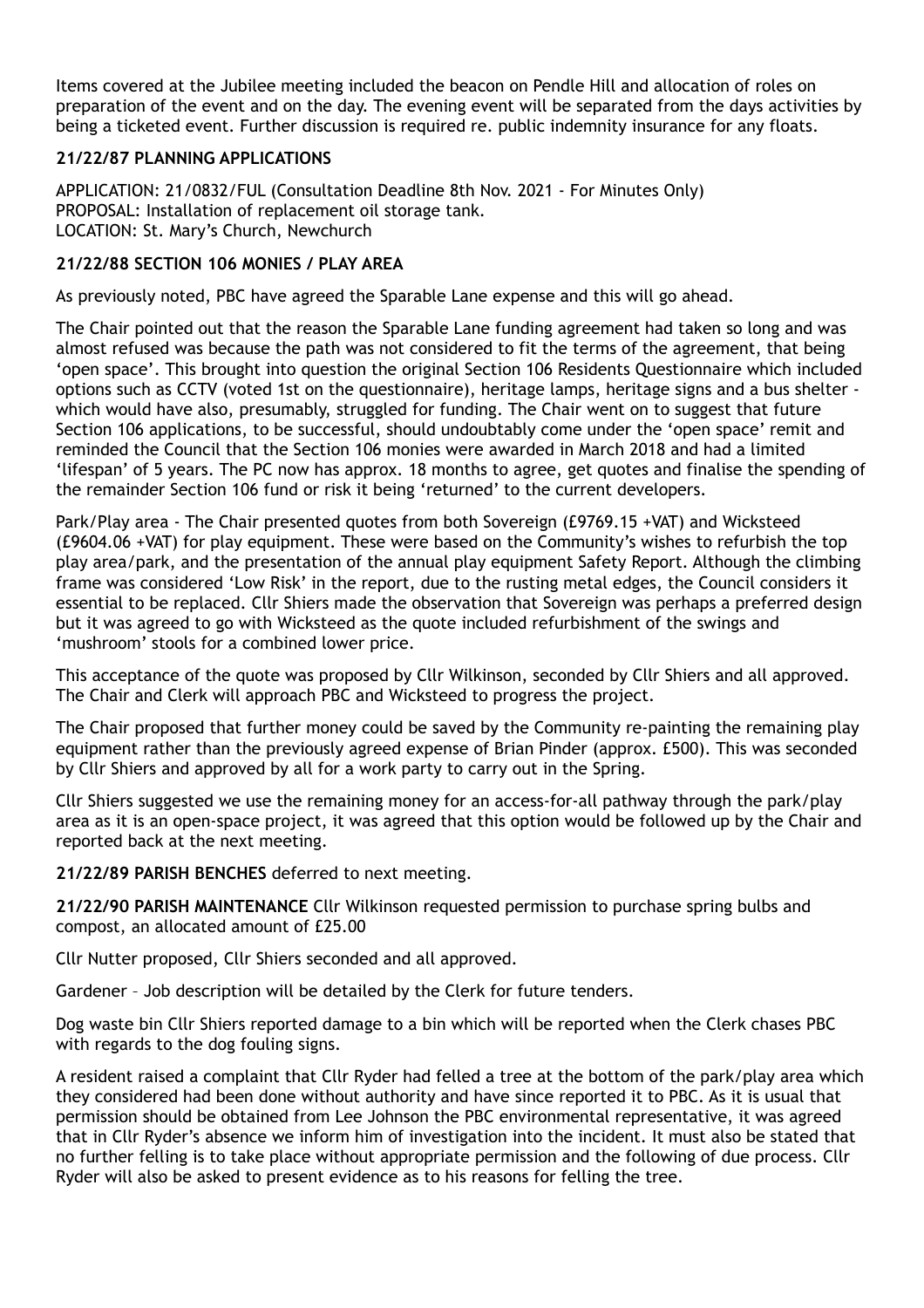Items covered at the Jubilee meeting included the beacon on Pendle Hill and allocation of roles on preparation of the event and on the day. The evening event will be separated from the days activities by being a ticketed event. Further discussion is required re. public indemnity insurance for any floats.

**21/22/87 PLANNING APPLICATIONS**

APPLICATION: 21/0832/FUL (Consultation Deadline 8th Nov. 2021 - For Minutes Only)
PROPOSAL: Installation of replacement oil storage tank.
LOCATION: St. Mary's Church, Newchurch

**21/22/88 SECTION 106 MONIES / PLAY AREA**

As previously noted, PBC have agreed the Sparable Lane expense and this will go ahead.

The Chair pointed out that the reason the Sparable Lane funding agreement had taken so long and was almost refused was because the path was not considered to fit the terms of the agreement, that being 'open space'. This brought into question the original Section 106 Residents Questionnaire which included options such as CCTV (voted 1st on the questionnaire), heritage lamps, heritage signs and a bus shelter - which would have also, presumably, struggled for funding. The Chair went on to suggest that future Section 106 applications, to be successful, should undoubtably come under the 'open space' remit and reminded the Council that the Section 106 monies were awarded in March 2018 and had a limited 'lifespan' of 5 years. The PC now has approx. 18 months to agree, get quotes and finalise the spending of the remainder Section 106 fund or risk it being 'returned' to the current developers.

Park/Play area - The Chair presented quotes from both Sovereign (£9769.15 +VAT) and Wicksteed (£9604.06 +VAT) for play equipment. These were based on the Community's wishes to refurbish the top play area/park, and the presentation of the annual play equipment Safety Report. Although the climbing frame was considered 'Low Risk' in the report, due to the rusting metal edges, the Council considers it essential to be replaced. Cllr Shiers made the observation that Sovereign was perhaps a preferred design but it was agreed to go with Wicksteed as the quote included refurbishment of the swings and 'mushroom' stools for a combined lower price.

This acceptance of the quote was proposed by Cllr Wilkinson, seconded by Cllr Shiers and all approved. The Chair and Clerk will approach PBC and Wicksteed to progress the project.

The Chair proposed that further money could be saved by the Community re-painting the remaining play equipment rather than the previously agreed expense of Brian Pinder (approx. £500). This was seconded by Cllr Shiers and approved by all for a work party to carry out in the Spring.

Cllr Shiers suggested we use the remaining money for an access-for-all pathway through the park/play area as it is an open-space project, it was agreed that this option would be followed up by the Chair and reported back at the next meeting.

**21/22/89 PARISH BENCHES** deferred to next meeting.

**21/22/90 PARISH MAINTENANCE** Cllr Wilkinson requested permission to purchase spring bulbs and compost, an allocated amount of £25.00

Cllr Nutter proposed, Cllr Shiers seconded and all approved.

Gardener – Job description will be detailed by the Clerk for future tenders.

Dog waste bin Cllr Shiers reported damage to a bin which will be reported when the Clerk chases PBC with regards to the dog fouling signs.

A resident raised a complaint that Cllr Ryder had felled a tree at the bottom of the park/play area which they considered had been done without authority and have since reported it to PBC. As it is usual that permission should be obtained from Lee Johnson the PBC environmental representative, it was agreed that in Cllr Ryder's absence we inform him of investigation into the incident. It must also be stated that no further felling is to take place without appropriate permission and the following of due process. Cllr Ryder will also be asked to present evidence as to his reasons for felling the tree.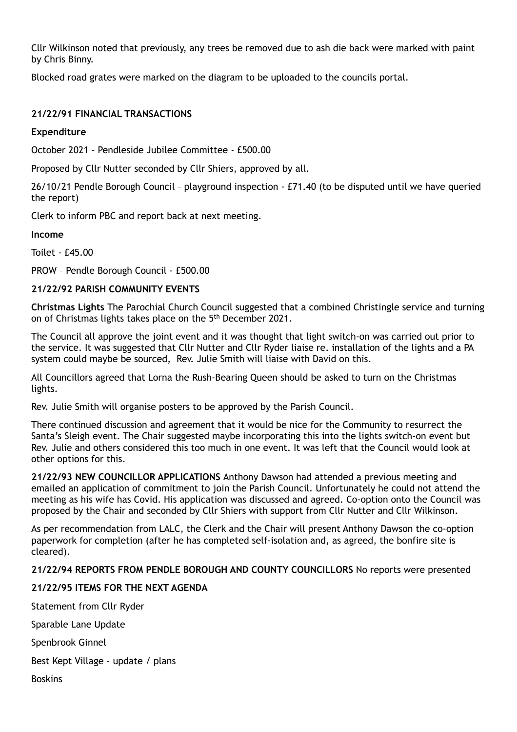Cllr Wilkinson noted that previously, any trees be removed due to ash die back were marked with paint by Chris Binny.

Blocked road grates were marked on the diagram to be uploaded to the councils portal.

**21/22/91 FINANCIAL TRANSACTIONS**

**Expenditure**

October 2021 – Pendleside Jubilee Committee - £500.00

Proposed by Cllr Nutter seconded by Cllr Shiers, approved by all.

26/10/21 Pendle Borough Council – playground inspection - £71.40 (to be disputed until we have queried the report)

Clerk to inform PBC and report back at next meeting.

**Income**

Toilet - £45.00

PROW – Pendle Borough Council - £500.00

**21/22/92 PARISH COMMUNITY EVENTS**

**Christmas Lights** The Parochial Church Council suggested that a combined Christingle service and turning on of Christmas lights takes place on the 5th December 2021.

The Council all approve the joint event and it was thought that light switch-on was carried out prior to the service. It was suggested that Cllr Nutter and Cllr Ryder liaise re. installation of the lights and a PA system could maybe be sourced, Rev. Julie Smith will liaise with David on this.

All Councillors agreed that Lorna the Rush-Bearing Queen should be asked to turn on the Christmas lights.

Rev. Julie Smith will organise posters to be approved by the Parish Council.

There continued discussion and agreement that it would be nice for the Community to resurrect the Santa's Sleigh event. The Chair suggested maybe incorporating this into the lights switch-on event but Rev. Julie and others considered this too much in one event. It was left that the Council would look at other options for this.

**21/22/93 NEW COUNCILLOR APPLICATIONS** Anthony Dawson had attended a previous meeting and emailed an application of commitment to join the Parish Council. Unfortunately he could not attend the meeting as his wife has Covid. His application was discussed and agreed. Co-option onto the Council was proposed by the Chair and seconded by Cllr Shiers with support from Cllr Nutter and Cllr Wilkinson.

As per recommendation from LALC, the Clerk and the Chair will present Anthony Dawson the co-option paperwork for completion (after he has completed self-isolation and, as agreed, the bonfire site is cleared).

**21/22/94 REPORTS FROM PENDLE BOROUGH AND COUNTY COUNCILLORS** No reports were presented

**21/22/95 ITEMS FOR THE NEXT AGENDA**

Statement from Cllr Ryder

Sparable Lane Update

Spenbrook Ginnel

Best Kept Village – update / plans

Boskins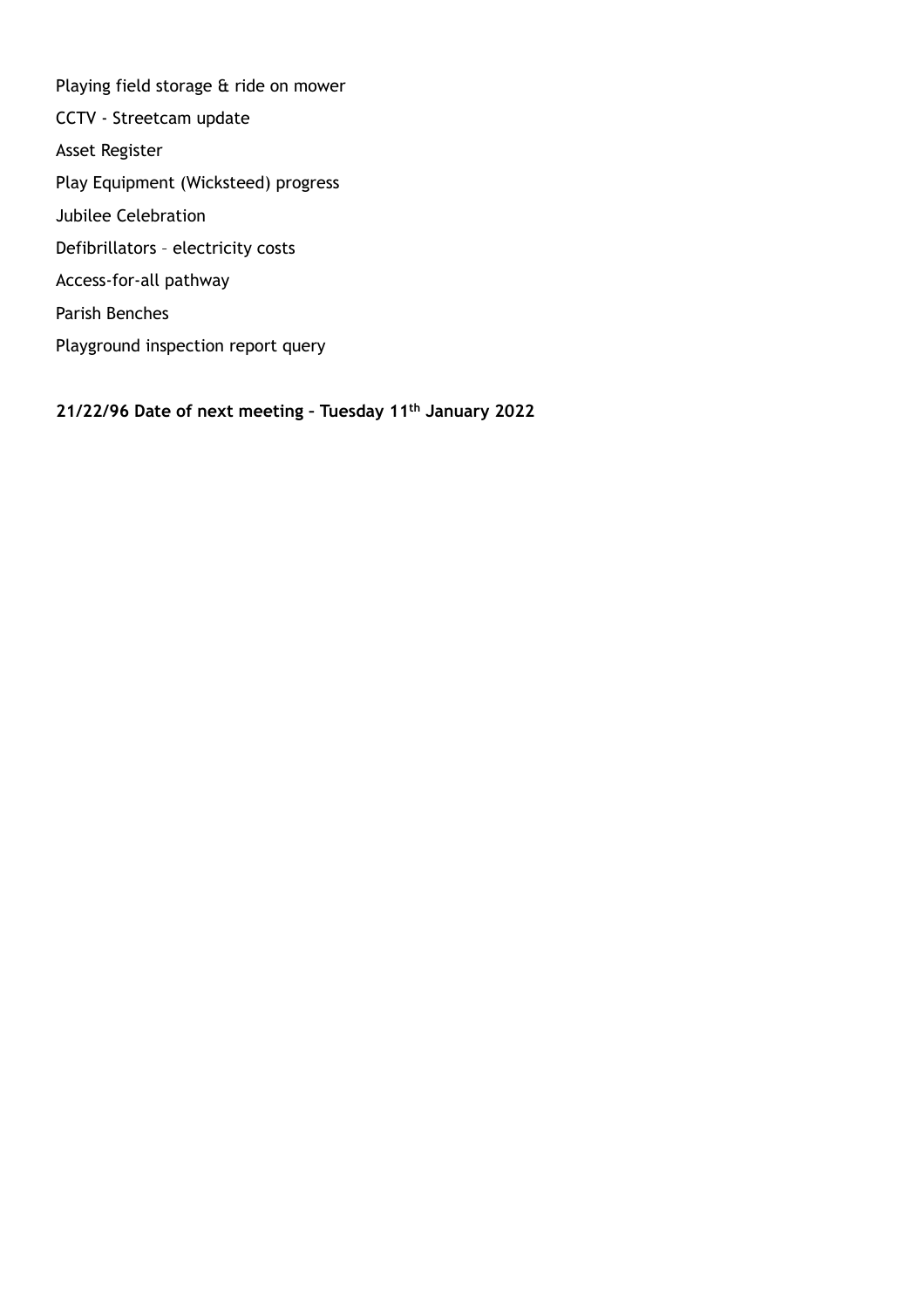Playing field storage & ride on mower

CCTV - Streetcam update

Asset Register

Play Equipment (Wicksteed) progress

Jubilee Celebration

Defibrillators – electricity costs

Access-for-all pathway

Parish Benches

Playground inspection report query

**21/22/96 Date of next meeting – Tuesday 11th January 2022**